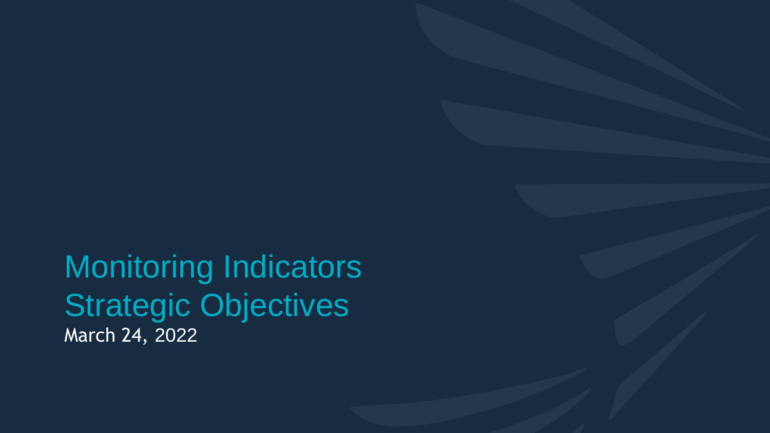# Monitoring Indicators
# Strategic Objectives

March 24, 2022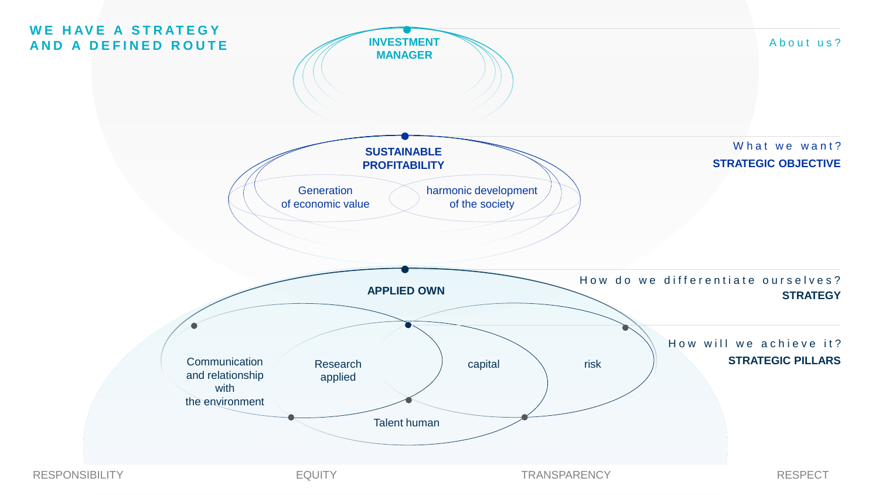# WE HAVE A STRATEGY AND A DEFINED ROUTE

**About us?**

**INVESTMENT MANAGER**

**What we want?**
**STRATEGIC OBJECTIVE**

**SUSTAINABLE PROFITABILITY**

- Generation of economic value
- harmonic development of the society

**How do we differentiate ourselves?**
**STRATEGY**

**APPLIED OWN**

**How will we achieve it?**
**STRATEGIC PILLARS**

- Communication and relationship with the environment
- Research applied
- capital
- risk
- Talent human

RESPONSIBILITY | EQUITY | TRANSPARENCY | RESPECT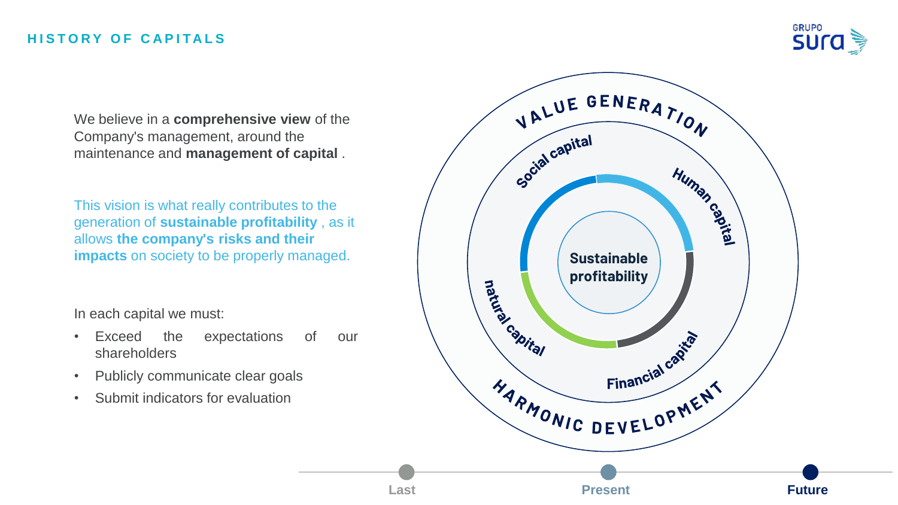## HISTORY OF CAPITALS

We believe in a **comprehensive view** of the Company's management, around the maintenance and **management of capital** .

This vision is what really contributes to the generation of **sustainable profitability** , as it allows **the company's risks and their impacts** on society to be properly managed.

In each capital we must:

- Exceed the expectations of our shareholders
- Publicly communicate clear goals
- Submit indicators for evaluation

VALUE GENERATION

Social capital

Human capital

Sustainable profitability

natural capital

Financial capital

HARMONIC DEVELOPMENT

Last | Present | Future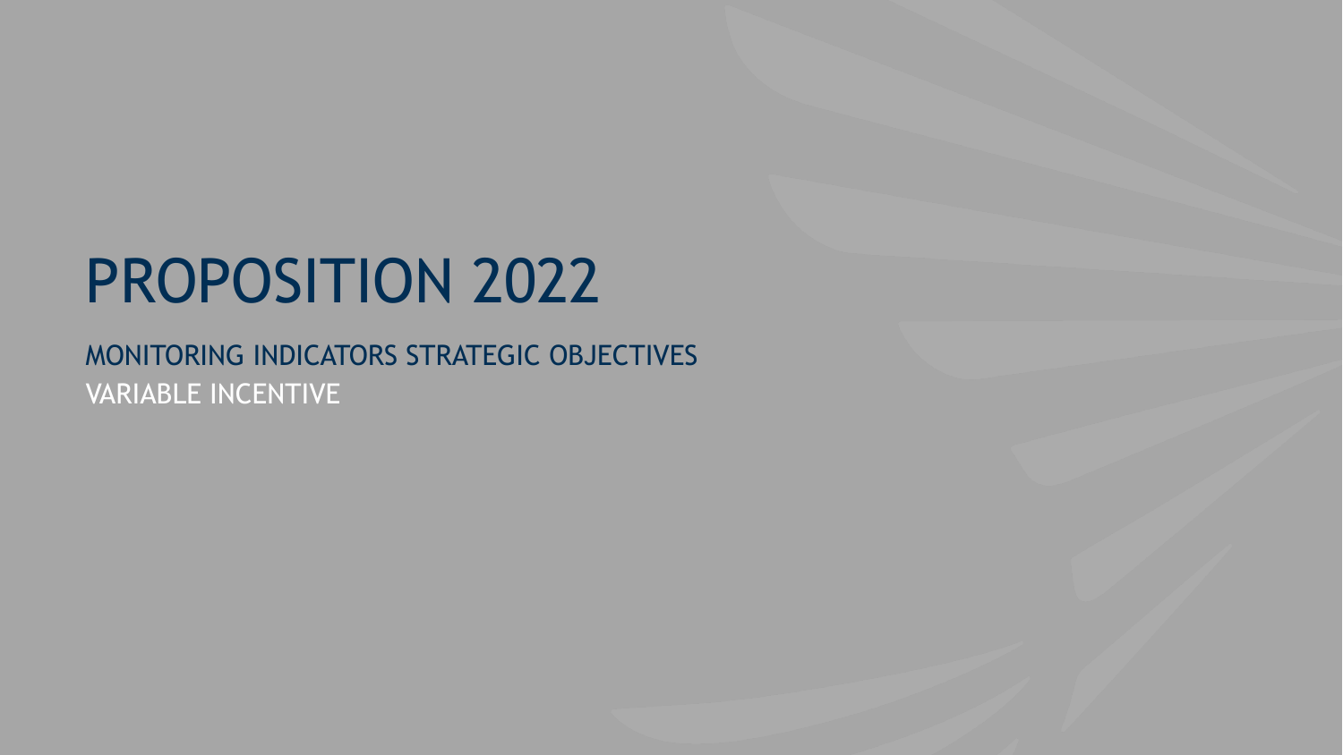# PROPOSITION 2022

MONITORING INDICATORS STRATEGIC OBJECTIVES

VARIABLE INCENTIVE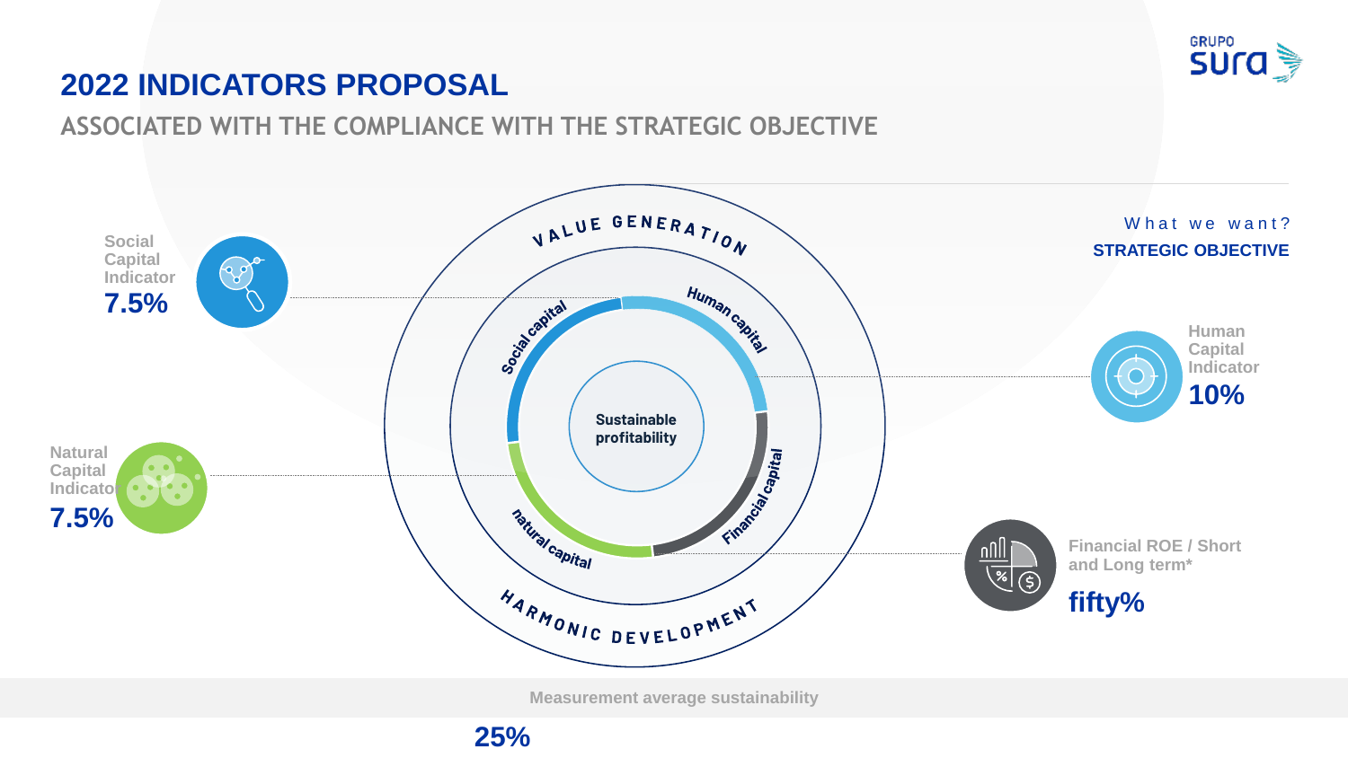# 2022 INDICATORS PROPOSAL

## ASSOCIATED WITH THE COMPLIANCE WITH THE STRATEGIC OBJECTIVE

What we want?

**STRATEGIC OBJECTIVE**

VALUE GENERATION

Social capital

Human capital

Sustainable profitability

natural capital

Financial capital

HARMONIC DEVELOPMENT

Social Capital Indicator

**7.5%**

Natural Capital Indicator

**7.5%**

Human Capital Indicator

**10%**

Financial ROE / Short and Long term*

**fifty%**

Measurement average sustainability

**25%**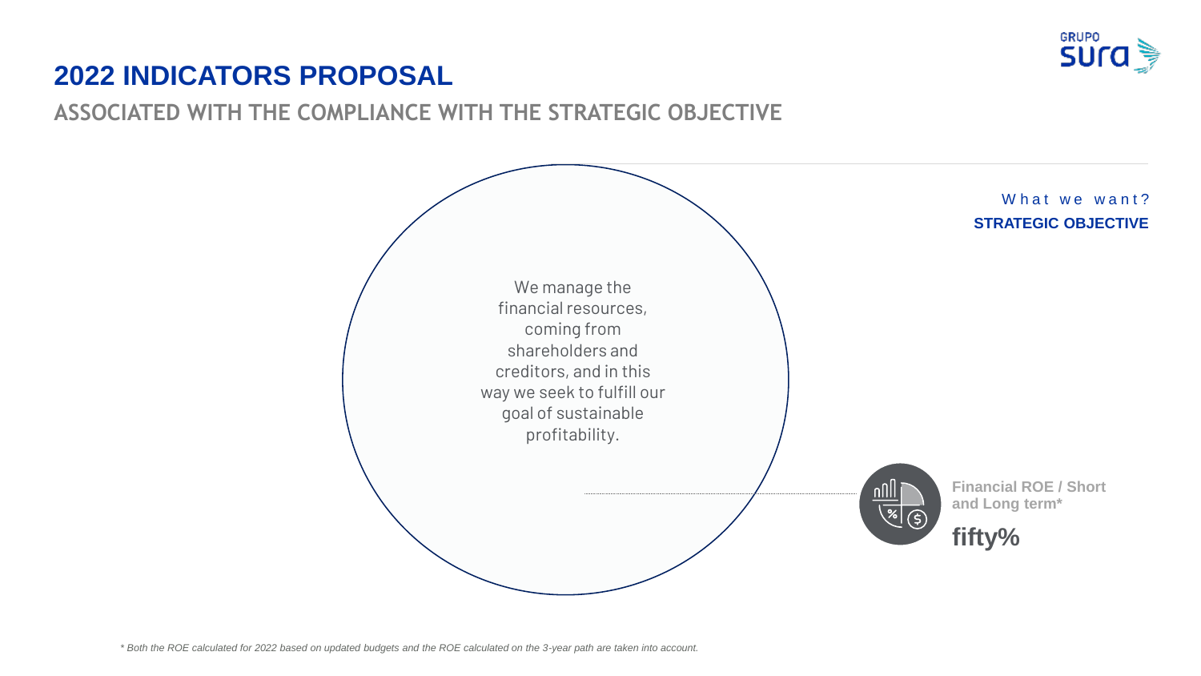# 2022 INDICATORS PROPOSAL

## ASSOCIATED WITH THE COMPLIANCE WITH THE STRATEGIC OBJECTIVE

What we want?

**STRATEGIC OBJECTIVE**

We manage the financial resources, coming from shareholders and creditors, and in this way we seek to fulfill our goal of sustainable profitability.

**Financial ROE / Short and Long term***

**fifty%**

*\* Both the ROE calculated for 2022 based on updated budgets and the ROE calculated on the 3-year path are taken into account.*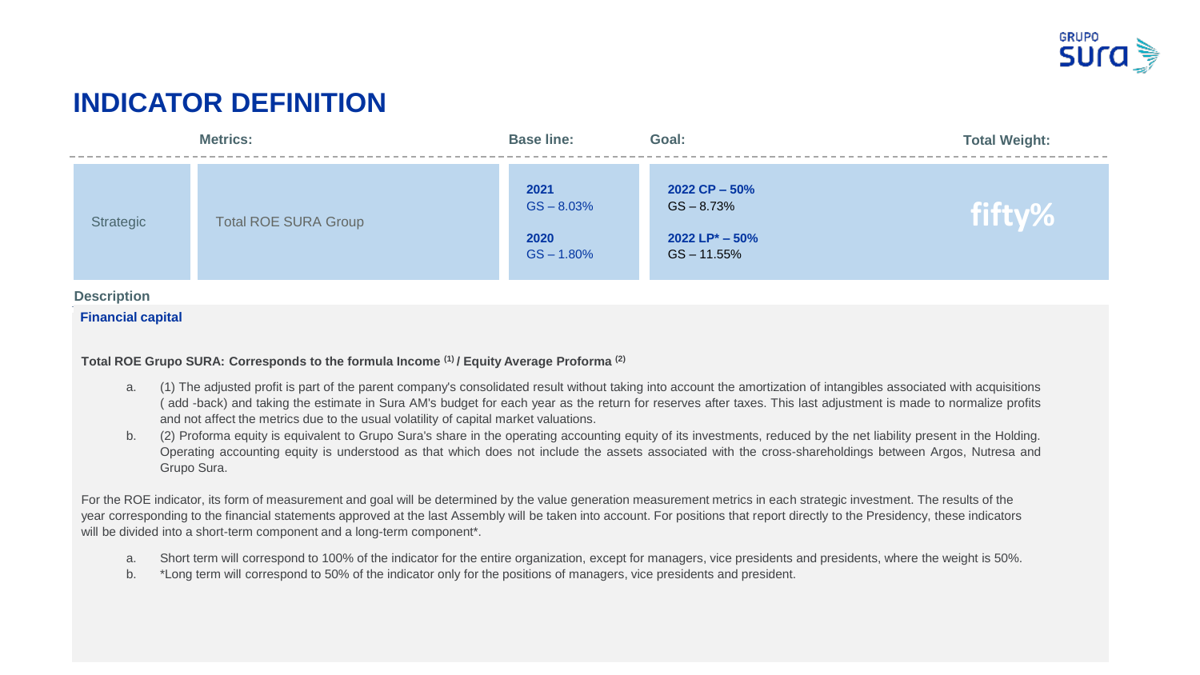# INDICATOR DEFINITION

| Metrics: | | Base line: | Goal: | Total Weight: |
| --- | --- | --- | --- | --- |
| Strategic | Total ROE SURA Group | **2021** GS – 8.03%<br>**2020** GS – 1.80% | **2022 CP – 50%** GS – 8.73%<br>**2022 LP* – 50%** GS – 11.55% | fifty% |

**Description**

**Financial capital**

**Total ROE Grupo SURA: Corresponds to the formula Income (1) / Equity Average Proforma (2)**

a. (1) The adjusted profit is part of the parent company's consolidated result without taking into account the amortization of intangibles associated with acquisitions ( add -back) and taking the estimate in Sura AM's budget for each year as the return for reserves after taxes. This last adjustment is made to normalize profits and not affect the metrics due to the usual volatility of capital market valuations.

b. (2) Proforma equity is equivalent to Grupo Sura's share in the operating accounting equity of its investments, reduced by the net liability present in the Holding. Operating accounting equity is understood as that which does not include the assets associated with the cross-shareholdings between Argos, Nutresa and Grupo Sura.

For the ROE indicator, its form of measurement and goal will be determined by the value generation measurement metrics in each strategic investment. The results of the year corresponding to the financial statements approved at the last Assembly will be taken into account. For positions that report directly to the Presidency, these indicators will be divided into a short-term component and a long-term component*.

a. Short term will correspond to 100% of the indicator for the entire organization, except for managers, vice presidents and presidents, where the weight is 50%.

b. *Long term will correspond to 50% of the indicator only for the positions of managers, vice presidents and president.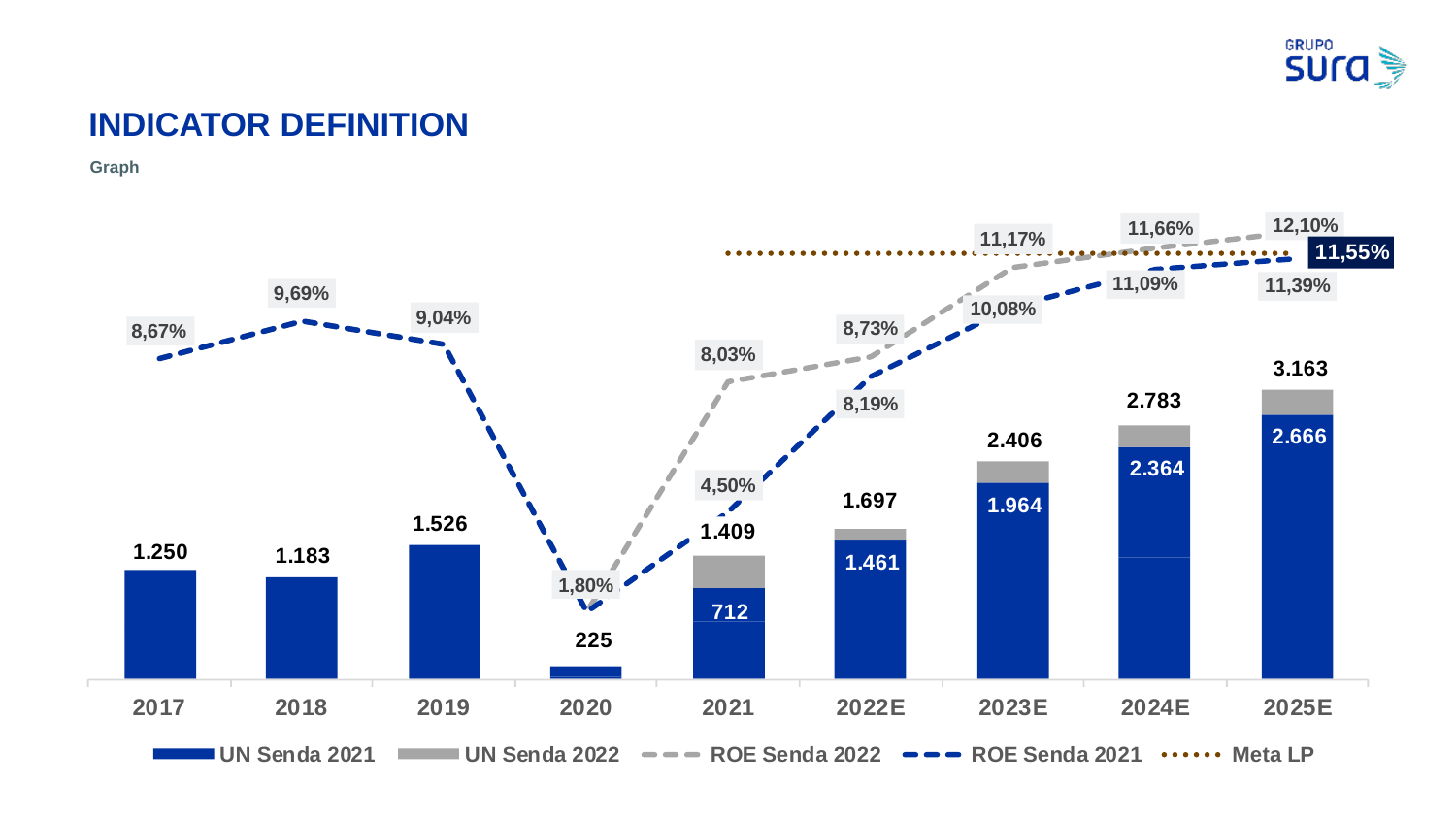# INDICATOR DEFINITION

**Graph**

| Year | UN Senda 2021 | UN Senda 2022 | ROE Senda 2021 | ROE Senda 2022 |
|---|---|---|---|---|
| 2017 | 1.250 | | 8,67% | |
| 2018 | 1.183 | | 9,69% | |
| 2019 | 1.526 | | 9,04% | |
| 2020 | 225 | | 1,80% | |
| 2021 | 712 | 1.409 | 4,50% | 8,03% |
| 2022E | 1.461 | 1.697 | 8,19% | 8,73% |
| 2023E | 1.964 | 2.406 | 10,08% | 11,17% |
| 2024E | 2.364 | 2.783 | 11,09% | 11,66% |
| 2025E | 2.666 | 3.163 | 11,39% | 12,10% |

Meta LP: 11,55%

UN Senda 2021 | UN Senda 2022 | ROE Senda 2022 | ROE Senda 2021 | Meta LP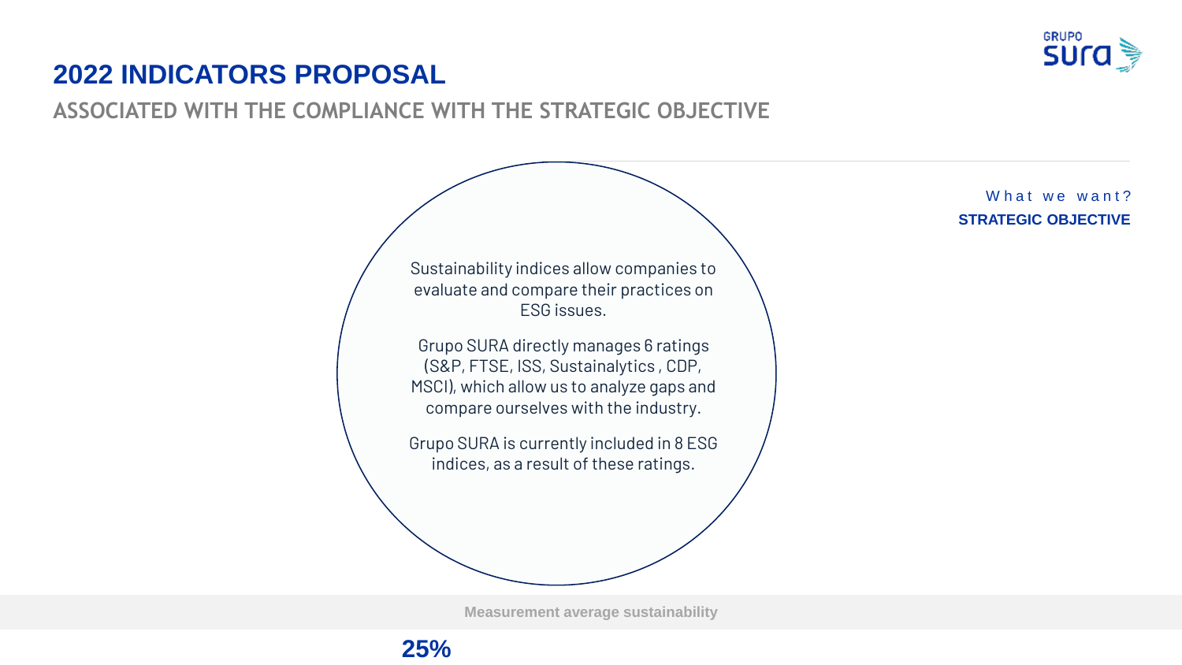# 2022 INDICATORS PROPOSAL

## ASSOCIATED WITH THE COMPLIANCE WITH THE STRATEGIC OBJECTIVE

What we want?

**STRATEGIC OBJECTIVE**

Sustainability indices allow companies to evaluate and compare their practices on ESG issues.

Grupo SURA directly manages 6 ratings (S&P, FTSE, ISS, Sustainalytics , CDP, MSCI), which allow us to analyze gaps and compare ourselves with the industry.

Grupo SURA is currently included in 8 ESG indices, as a result of these ratings.

**Measurement average sustainability**

**25%**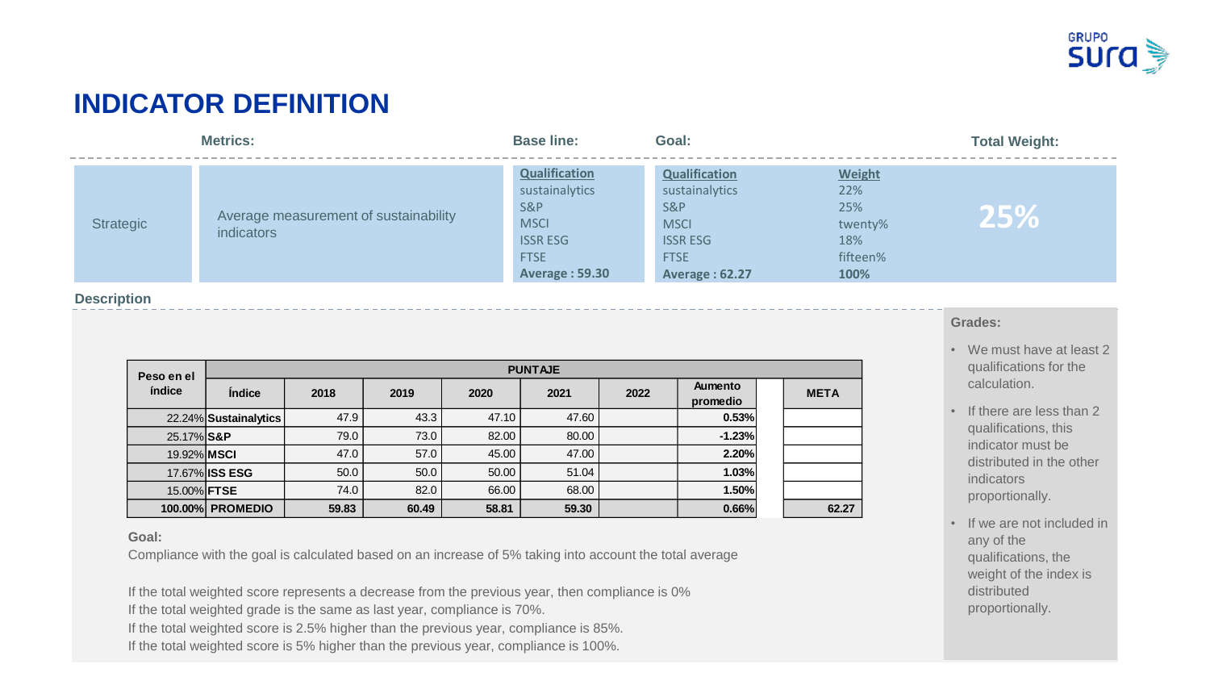# INDICATOR DEFINITION

| Metrics: | | Base line: | Goal: | | Total Weight: |
|---|---|---|---|---|---|
| Strategic | Average measurement of sustainability indicators | **Qualification**<br>sustainalytics<br>S&P<br>MSCI<br>ISSR ESG<br>FTSE<br>**Average : 59.30** | **Qualification**<br>sustainalytics<br>S&P<br>MSCI<br>ISSR ESG<br>FTSE<br>**Average : 62.27** | **Weight**<br>22%<br>25%<br>twenty%<br>18%<br>fifteen%<br>**100%** | **25%** |

**Description**

| Peso en el índice | PUNTAJE | | | | | | | | |
|---|---|---|---|---|---|---|---|---|---|
| | **Índice** | **2018** | **2019** | **2020** | **2021** | **2022** | **Aumento promedio** | | **META** |
| 22.24% | **Sustainalytics** | 47.9 | 43.3 | 47.10 | 47.60 | | **0.53%** | | |
| 25.17% | **S&P** | 79.0 | 73.0 | 82.00 | 80.00 | | **-1.23%** | | |
| 19.92% | **MSCI** | 47.0 | 57.0 | 45.00 | 47.00 | | **2.20%** | | |
| 17.67% | **ISS ESG** | 50.0 | 50.0 | 50.00 | 51.04 | | **1.03%** | | |
| 15.00% | **FTSE** | 74.0 | 82.0 | 66.00 | 68.00 | | **1.50%** | | |
| **100.00%** | **PROMEDIO** | **59.83** | **60.49** | **58.81** | **59.30** | | **0.66%** | | **62.27** |

**Goal:**

Compliance with the goal is calculated based on an increase of 5% taking into account the total average

If the total weighted score represents a decrease from the previous year, then compliance is 0%
If the total weighted grade is the same as last year, compliance is 70%.
If the total weighted score is 2.5% higher than the previous year, compliance is 85%.
If the total weighted score is 5% higher than the previous year, compliance is 100%.

**Grades:**

- We must have at least 2 qualifications for the calculation.
- If there are less than 2 qualifications, this indicator must be distributed in the other indicators proportionally.
- If we are not included in any of the qualifications, the weight of the index is distributed proportionally.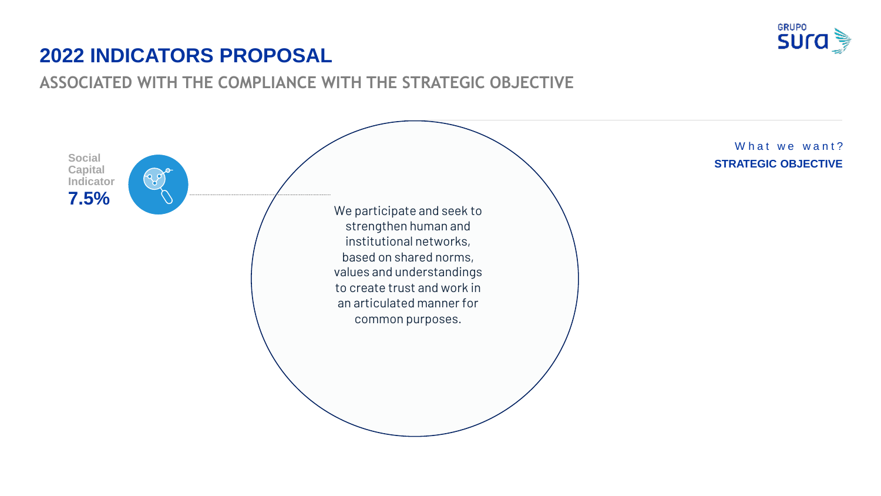# 2022 INDICATORS PROPOSAL

## ASSOCIATED WITH THE COMPLIANCE WITH THE STRATEGIC OBJECTIVE

What we want?

**STRATEGIC OBJECTIVE**

Social Capital Indicator

**7.5%**

We participate and seek to strengthen human and institutional networks, based on shared norms, values and understandings to create trust and work in an articulated manner for common purposes.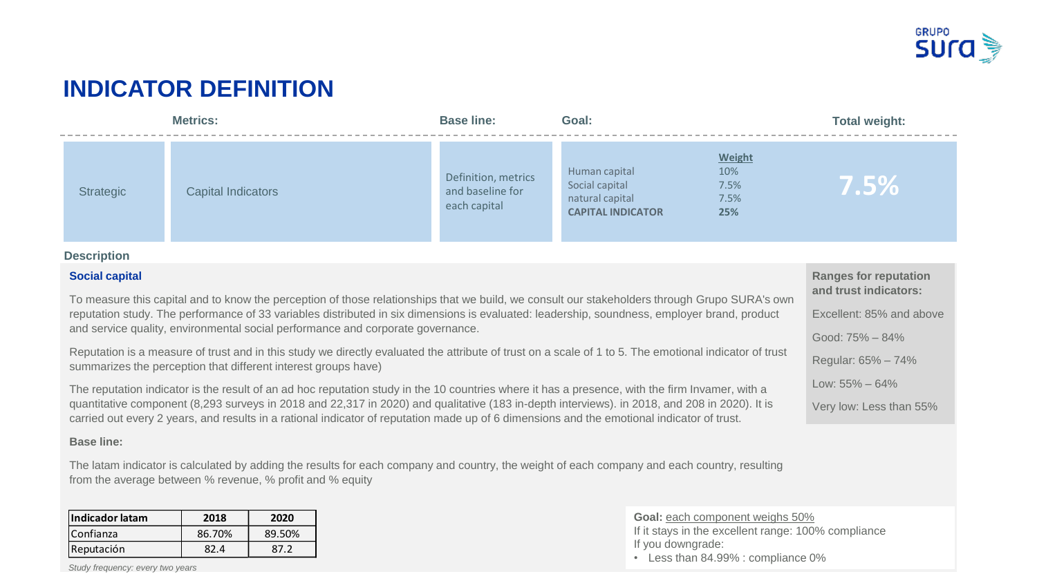# INDICATOR DEFINITION

| Metrics: | | Base line: | Goal: | | Total weight: |
|---|---|---|---|---|---|
| Strategic | Capital Indicators | Definition, metrics and baseline for each capital | Human capital<br>Social capital<br>natural capital<br>**CAPITAL INDICATOR** | **Weight**<br>10%<br>7.5%<br>7.5%<br>**25%** | **7.5%** |

**Description**

### Social capital

To measure this capital and to know the perception of those relationships that we build, we consult our stakeholders through Grupo SURA's own reputation study. The performance of 33 variables distributed in six dimensions is evaluated: leadership, soundness, employer brand, product and service quality, environmental social performance and corporate governance.

Reputation is a measure of trust and in this study we directly evaluated the attribute of trust on a scale of 1 to 5. The emotional indicator of trust summarizes the perception that different interest groups have)

The reputation indicator is the result of an ad hoc reputation study in the 10 countries where it has a presence, with the firm Invamer, with a quantitative component (8,293 surveys in 2018 and 22,317 in 2020) and qualitative (183 in-depth interviews). in 2018, and 208 in 2020). It is carried out every 2 years, and results in a rational indicator of reputation made up of 6 dimensions and the emotional indicator of trust.

**Ranges for reputation and trust indicators:**

Excellent: 85% and above

Good: 75% – 84%

Regular: 65% – 74%

Low: 55% – 64%

Very low: Less than 55%

**Base line:**

The latam indicator is calculated by adding the results for each company and country, the weight of each company and each country, resulting from the average between % revenue, % profit and % equity

| Indicador latam | 2018 | 2020 |
|---|---|---|
| Confianza | 86.70% | 89.50% |
| Reputación | 82.4 | 87.2 |

*Study frequency: every two years*

**Goal:** each component weighs 50%
If it stays in the excellent range: 100% compliance
If you downgrade:

- Less than 84.99% : compliance 0%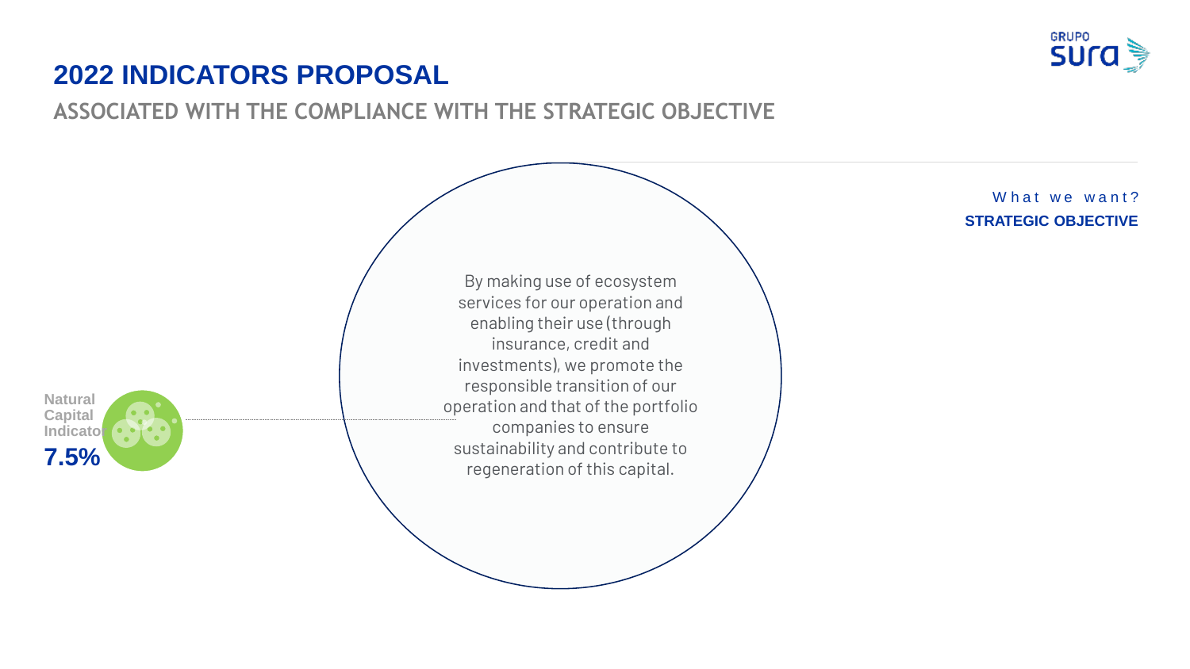# 2022 INDICATORS PROPOSAL

## ASSOCIATED WITH THE COMPLIANCE WITH THE STRATEGIC OBJECTIVE

What we want?

**STRATEGIC OBJECTIVE**

By making use of ecosystem services for our operation and enabling their use (through insurance, credit and investments), we promote the responsible transition of our operation and that of the portfolio companies to ensure sustainability and contribute to regeneration of this capital.

Natural Capital Indicator

**7.5%**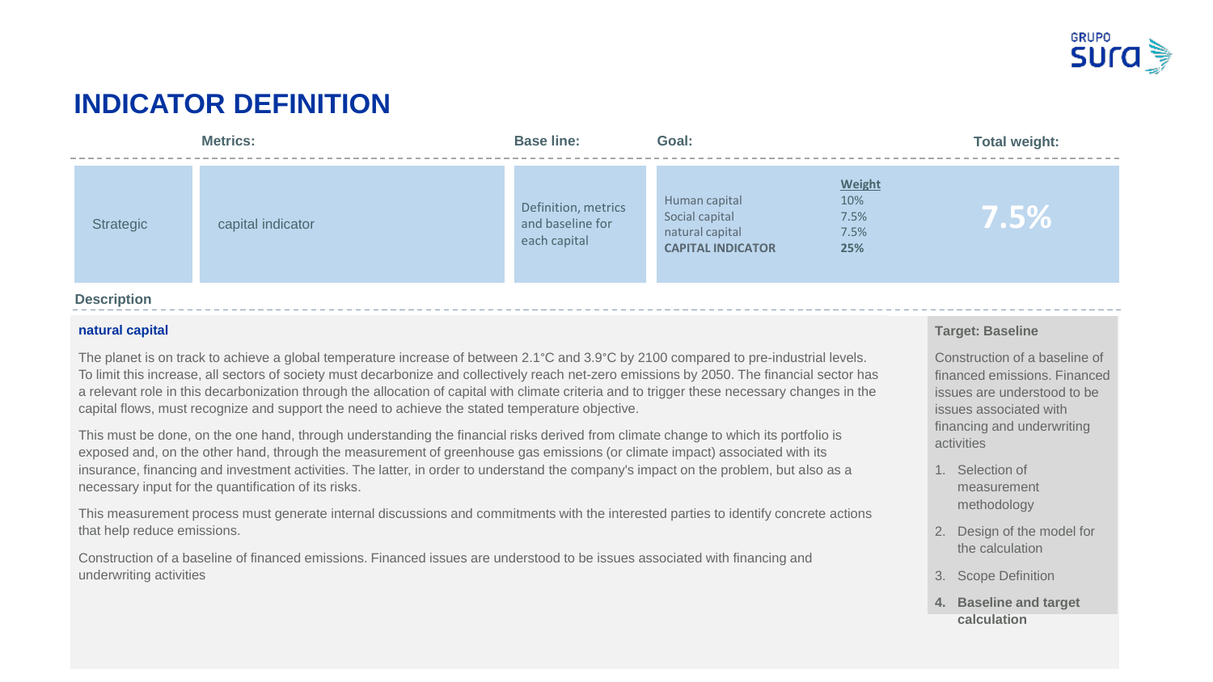# INDICATOR DEFINITION

| | Metrics: | Base line: | Goal: | | Total weight: |
|---|---|---|---|---|---|
| Strategic | capital indicator | Definition, metrics and baseline for each capital | Human capital<br>Social capital<br>natural capital<br>**CAPITAL INDICATOR** | **Weight**<br>10%<br>7.5%<br>7.5%<br>**25%** | **7.5%** |

**Description**

**natural capital**

The planet is on track to achieve a global temperature increase of between 2.1°C and 3.9°C by 2100 compared to pre-industrial levels. To limit this increase, all sectors of society must decarbonize and collectively reach net-zero emissions by 2050. The financial sector has a relevant role in this decarbonization through the allocation of capital with climate criteria and to trigger these necessary changes in the capital flows, must recognize and support the need to achieve the stated temperature objective.

This must be done, on the one hand, through understanding the financial risks derived from climate change to which its portfolio is exposed and, on the other hand, through the measurement of greenhouse gas emissions (or climate impact) associated with its insurance, financing and investment activities. The latter, in order to understand the company's impact on the problem, but also as a necessary input for the quantification of its risks.

This measurement process must generate internal discussions and commitments with the interested parties to identify concrete actions that help reduce emissions.

Construction of a baseline of financed emissions. Financed issues are understood to be issues associated with financing and underwriting activities

**Target: Baseline**

Construction of a baseline of financed emissions. Financed issues are understood to be issues associated with financing and underwriting activities

1. Selection of measurement methodology
2. Design of the model for the calculation
3. Scope Definition
4. **Baseline and target calculation**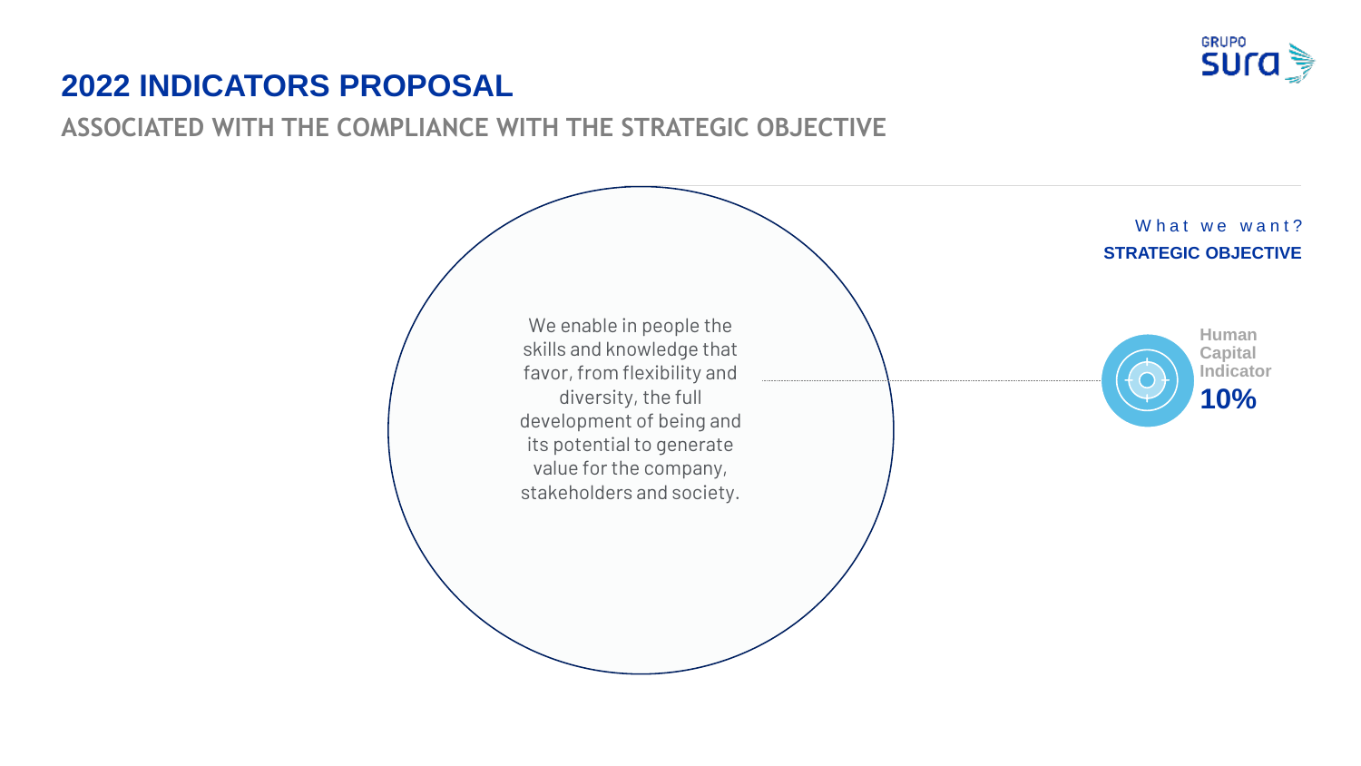# 2022 INDICATORS PROPOSAL

## ASSOCIATED WITH THE COMPLIANCE WITH THE STRATEGIC OBJECTIVE

We enable in people the skills and knowledge that favor, from flexibility and diversity, the full development of being and its potential to generate value for the company, stakeholders and society.

What we want?

**STRATEGIC OBJECTIVE**

**Human Capital Indicator**

**10%**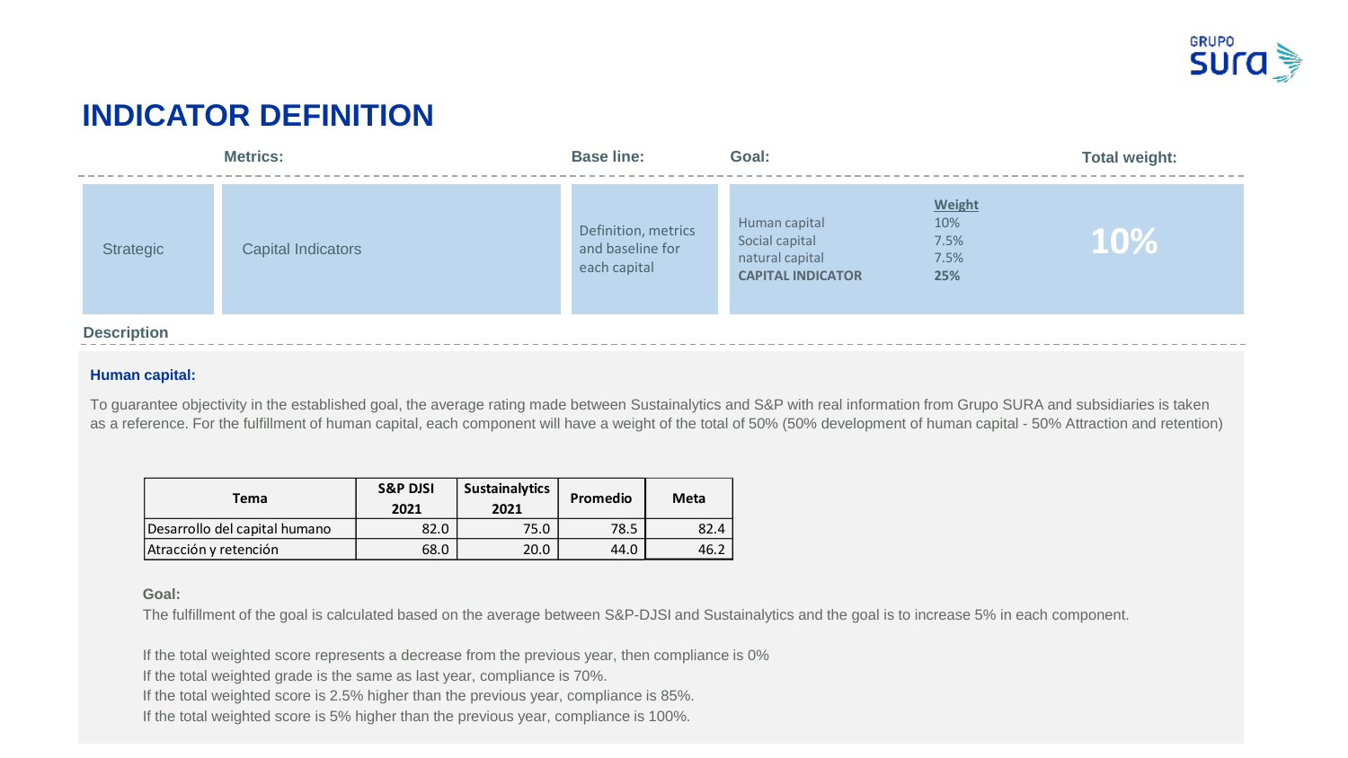# INDICATOR DEFINITION

| Metrics: | | Base line: | Goal: | | Total weight: |
|---|---|---|---|---|---|
| Strategic | Capital Indicators | Definition, metrics and baseline for each capital | | **Weight** | **10%** |
| | | | Human capital | 10% | |
| | | | Social capital | 7.5% | |
| | | | natural capital | 7.5% | |
| | | | **CAPITAL INDICATOR** | **25%** | |

**Description**

**Human capital:**

To guarantee objectivity in the established goal, the average rating made between Sustainalytics and S&P with real information from Grupo SURA and subsidiaries is taken as a reference. For the fulfillment of human capital, each component will have a weight of the total of 50% (50% development of human capital - 50% Attraction and retention)

| Tema | S&P DJSI 2021 | Sustainalytics 2021 | Promedio | Meta |
|---|---|---|---|---|
| Desarrollo del capital humano | 82.0 | 75.0 | 78.5 | 82.4 |
| Atracción y retención | 68.0 | 20.0 | 44.0 | 46.2 |

**Goal:**

The fulfillment of the goal is calculated based on the average between S&P-DJSI and Sustainalytics and the goal is to increase 5% in each component.

If the total weighted score represents a decrease from the previous year, then compliance is 0%
If the total weighted grade is the same as last year, compliance is 70%.
If the total weighted score is 2.5% higher than the previous year, compliance is 85%.
If the total weighted score is 5% higher than the previous year, compliance is 100%.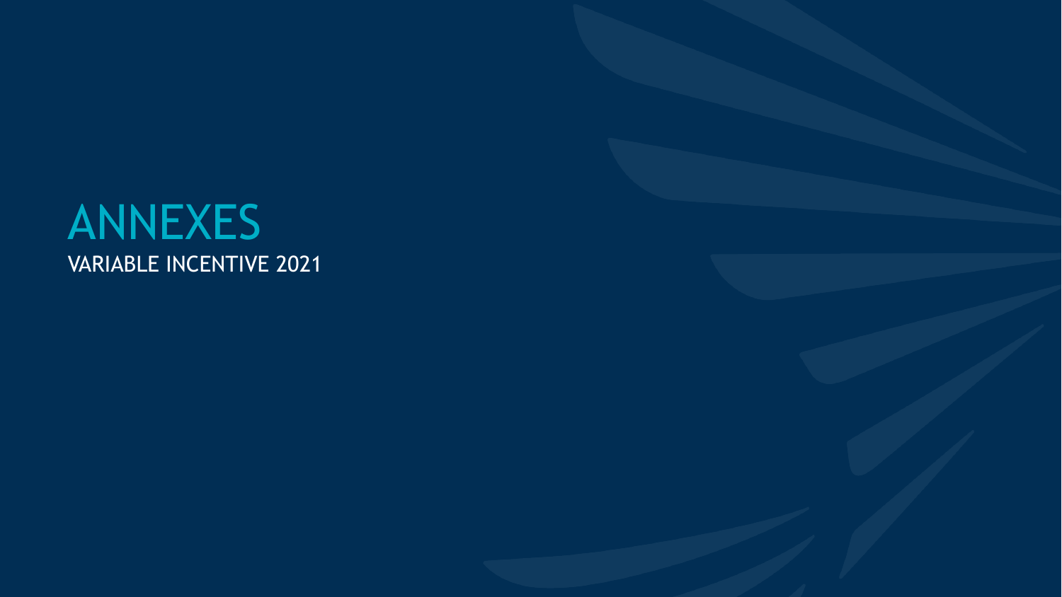# ANNEXES

VARIABLE INCENTIVE 2021